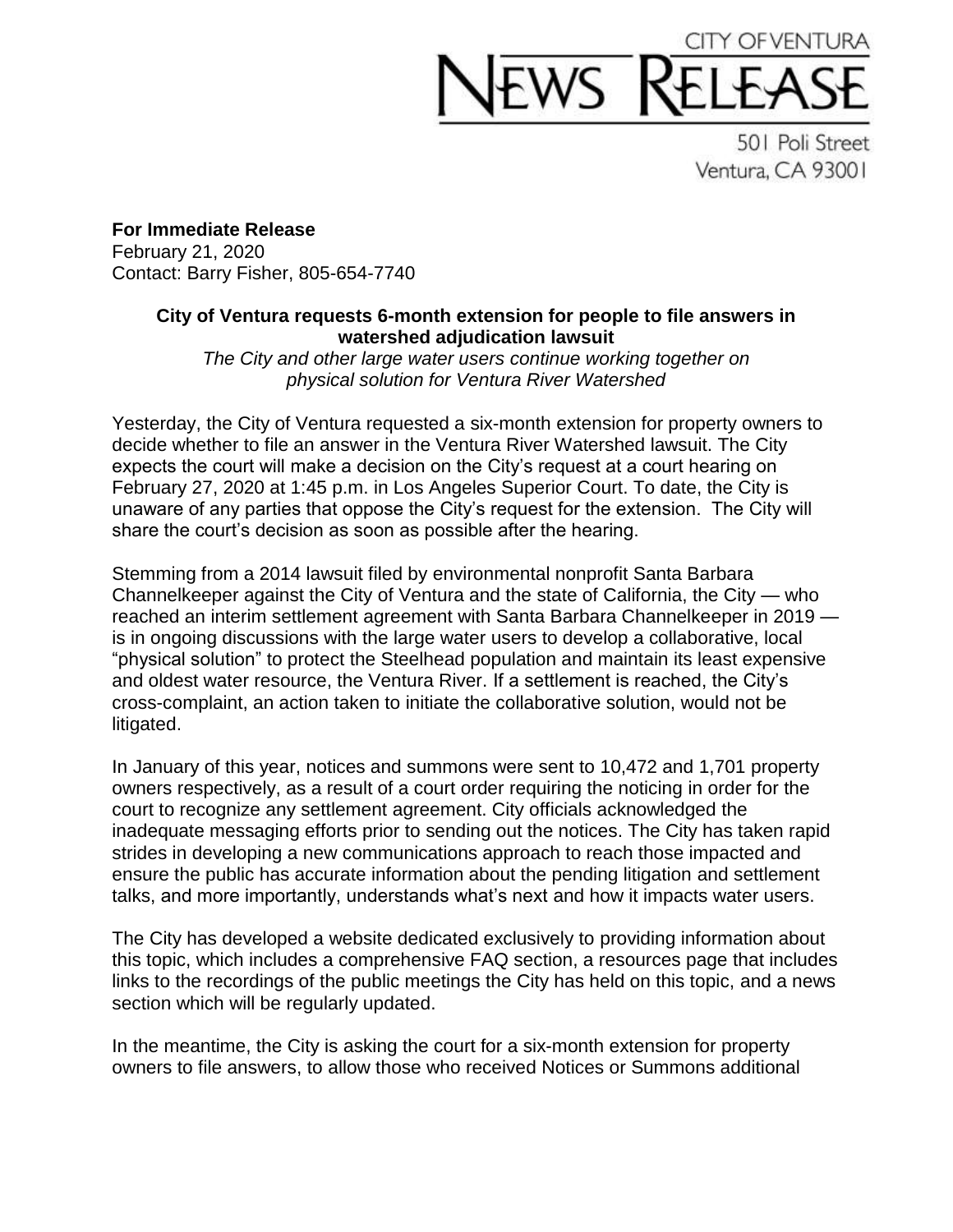# CITY OF VENTURA NEWS RELEASE

501 Poli Street
Ventura, CA 93001

**For Immediate Release**
February 21, 2020
Contact: Barry Fisher, 805-654-7740

**City of Ventura requests 6-month extension for people to file answers in watershed adjudication lawsuit**

*The City and other large water users continue working together on physical solution for Ventura River Watershed*

Yesterday, the City of Ventura requested a six-month extension for property owners to decide whether to file an answer in the Ventura River Watershed lawsuit. The City expects the court will make a decision on the City's request at a court hearing on February 27, 2020 at 1:45 p.m. in Los Angeles Superior Court. To date, the City is unaware of any parties that oppose the City's request for the extension. The City will share the court's decision as soon as possible after the hearing.

Stemming from a 2014 lawsuit filed by environmental nonprofit Santa Barbara Channelkeeper against the City of Ventura and the state of California, the City — who reached an interim settlement agreement with Santa Barbara Channelkeeper in 2019 — is in ongoing discussions with the large water users to develop a collaborative, local "physical solution" to protect the Steelhead population and maintain its least expensive and oldest water resource, the Ventura River. If a settlement is reached, the City's cross-complaint, an action taken to initiate the collaborative solution, would not be litigated.

In January of this year, notices and summons were sent to 10,472 and 1,701 property owners respectively, as a result of a court order requiring the noticing in order for the court to recognize any settlement agreement. City officials acknowledged the inadequate messaging efforts prior to sending out the notices. The City has taken rapid strides in developing a new communications approach to reach those impacted and ensure the public has accurate information about the pending litigation and settlement talks, and more importantly, understands what's next and how it impacts water users.

The City has developed a website dedicated exclusively to providing information about this topic, which includes a comprehensive FAQ section, a resources page that includes links to the recordings of the public meetings the City has held on this topic, and a news section which will be regularly updated.

In the meantime, the City is asking the court for a six-month extension for property owners to file answers, to allow those who received Notices or Summons additional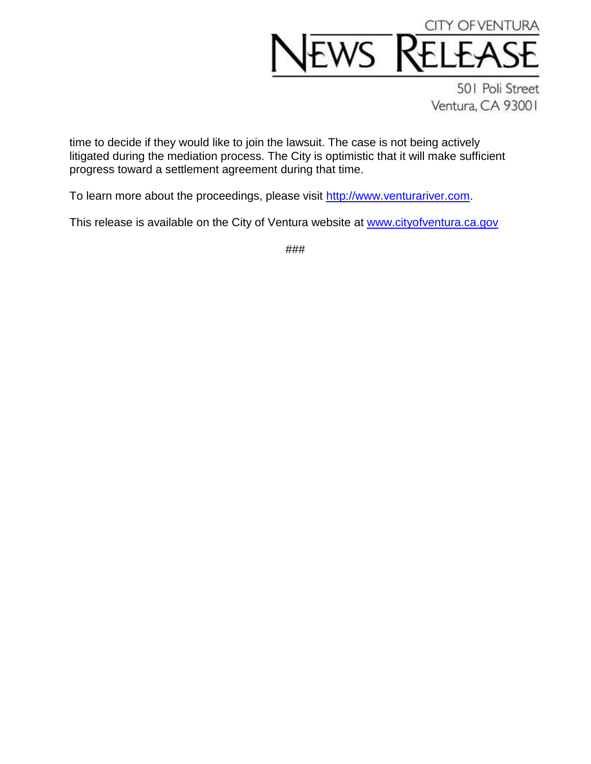time to decide if they would like to join the lawsuit. The case is not being actively litigated during the mediation process. The City is optimistic that it will make sufficient progress toward a settlement agreement during that time.

To learn more about the proceedings, please visit http://www.venturariver.com.

This release is available on the City of Ventura website at www.cityofventura.ca.gov

###